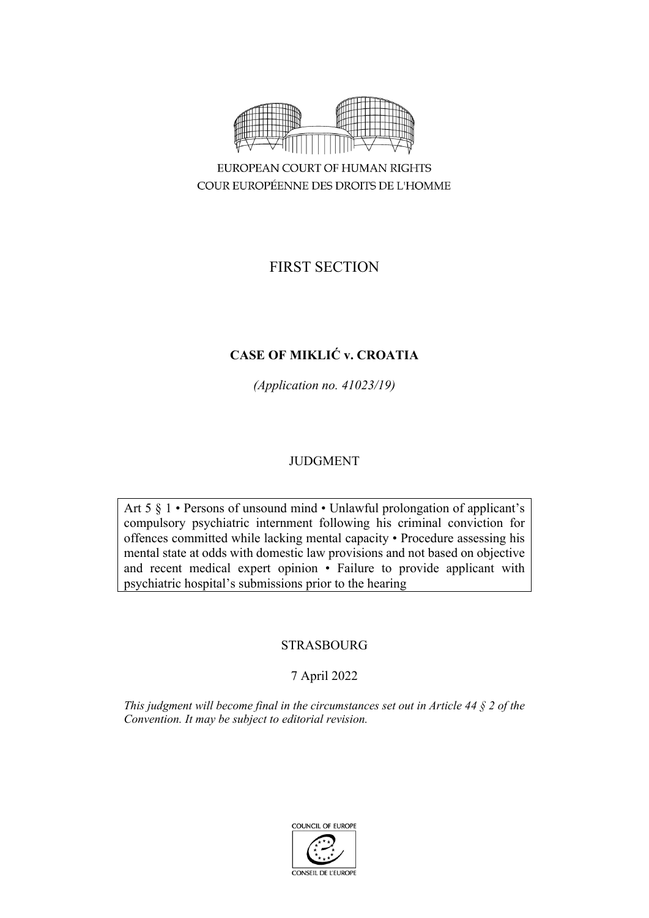EUROPEAN COURT OF HUMAN RIGHTS
COUR EUROPÉENNE DES DROITS DE L'HOMME

FIRST SECTION

**CASE OF MIKLIĆ v. CROATIA**

*(Application no. 41023/19)*

JUDGMENT

Art 5 § 1 • Persons of unsound mind • Unlawful prolongation of applicant's compulsory psychiatric internment following his criminal conviction for offences committed while lacking mental capacity • Procedure assessing his mental state at odds with domestic law provisions and not based on objective and recent medical expert opinion • Failure to provide applicant with psychiatric hospital's submissions prior to the hearing

STRASBOURG

7 April 2022

*This judgment will become final in the circumstances set out in Article 44 § 2 of the Convention. It may be subject to editorial revision.*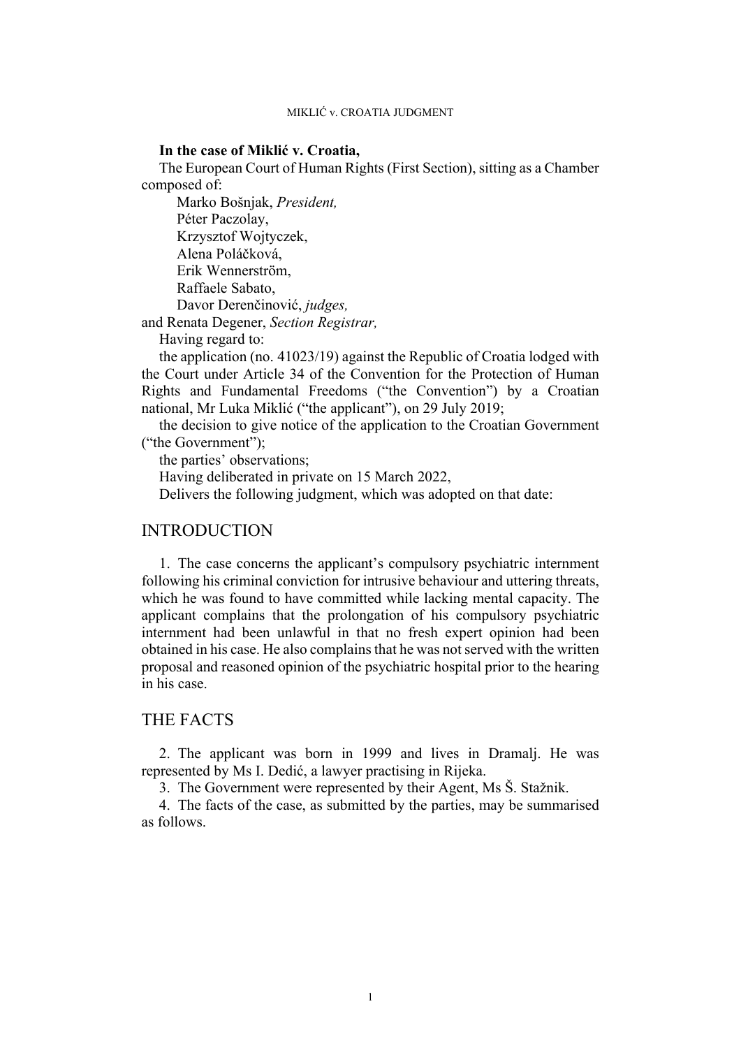**In the case of Miklić v. Croatia,**

The European Court of Human Rights (First Section), sitting as a Chamber composed of:

Marko Bošnjak, *President,*
Péter Paczolay,
Krzysztof Wojtyczek,
Alena Poláčková,
Erik Wennerström,
Raffaele Sabato,
Davor Derenčinović, *judges,*

and Renata Degener, *Section Registrar,*

Having regard to:

the application (no. 41023/19) against the Republic of Croatia lodged with the Court under Article 34 of the Convention for the Protection of Human Rights and Fundamental Freedoms ("the Convention") by a Croatian national, Mr Luka Miklić ("the applicant"), on 29 July 2019;

the decision to give notice of the application to the Croatian Government ("the Government");

the parties' observations;

Having deliberated in private on 15 March 2022,

Delivers the following judgment, which was adopted on that date:

## INTRODUCTION

1. The case concerns the applicant's compulsory psychiatric internment following his criminal conviction for intrusive behaviour and uttering threats, which he was found to have committed while lacking mental capacity. The applicant complains that the prolongation of his compulsory psychiatric internment had been unlawful in that no fresh expert opinion had been obtained in his case. He also complains that he was not served with the written proposal and reasoned opinion of the psychiatric hospital prior to the hearing in his case.

## THE FACTS

2. The applicant was born in 1999 and lives in Dramalj. He was represented by Ms I. Dedić, a lawyer practising in Rijeka.

3. The Government were represented by their Agent, Ms Š. Stažnik.

4. The facts of the case, as submitted by the parties, may be summarised as follows.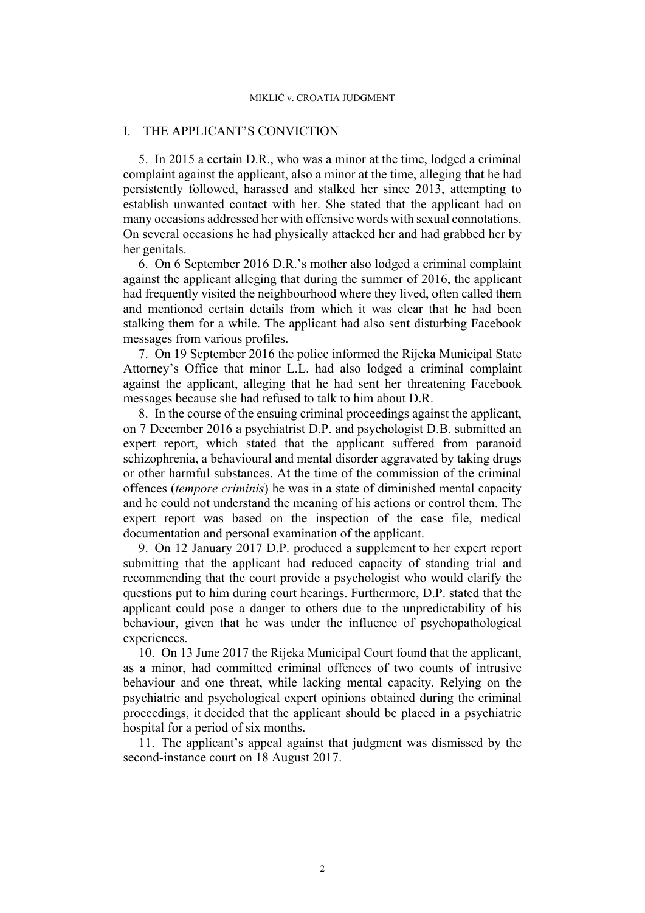## I. THE APPLICANT'S CONVICTION

5. In 2015 a certain D.R., who was a minor at the time, lodged a criminal complaint against the applicant, also a minor at the time, alleging that he had persistently followed, harassed and stalked her since 2013, attempting to establish unwanted contact with her. She stated that the applicant had on many occasions addressed her with offensive words with sexual connotations. On several occasions he had physically attacked her and had grabbed her by her genitals.

6. On 6 September 2016 D.R.'s mother also lodged a criminal complaint against the applicant alleging that during the summer of 2016, the applicant had frequently visited the neighbourhood where they lived, often called them and mentioned certain details from which it was clear that he had been stalking them for a while. The applicant had also sent disturbing Facebook messages from various profiles.

7. On 19 September 2016 the police informed the Rijeka Municipal State Attorney's Office that minor L.L. had also lodged a criminal complaint against the applicant, alleging that he had sent her threatening Facebook messages because she had refused to talk to him about D.R.

8. In the course of the ensuing criminal proceedings against the applicant, on 7 December 2016 a psychiatrist D.P. and psychologist D.B. submitted an expert report, which stated that the applicant suffered from paranoid schizophrenia, a behavioural and mental disorder aggravated by taking drugs or other harmful substances. At the time of the commission of the criminal offences (*tempore criminis*) he was in a state of diminished mental capacity and he could not understand the meaning of his actions or control them. The expert report was based on the inspection of the case file, medical documentation and personal examination of the applicant.

9. On 12 January 2017 D.P. produced a supplement to her expert report submitting that the applicant had reduced capacity of standing trial and recommending that the court provide a psychologist who would clarify the questions put to him during court hearings. Furthermore, D.P. stated that the applicant could pose a danger to others due to the unpredictability of his behaviour, given that he was under the influence of psychopathological experiences.

10. On 13 June 2017 the Rijeka Municipal Court found that the applicant, as a minor, had committed criminal offences of two counts of intrusive behaviour and one threat, while lacking mental capacity. Relying on the psychiatric and psychological expert opinions obtained during the criminal proceedings, it decided that the applicant should be placed in a psychiatric hospital for a period of six months.

11. The applicant's appeal against that judgment was dismissed by the second-instance court on 18 August 2017.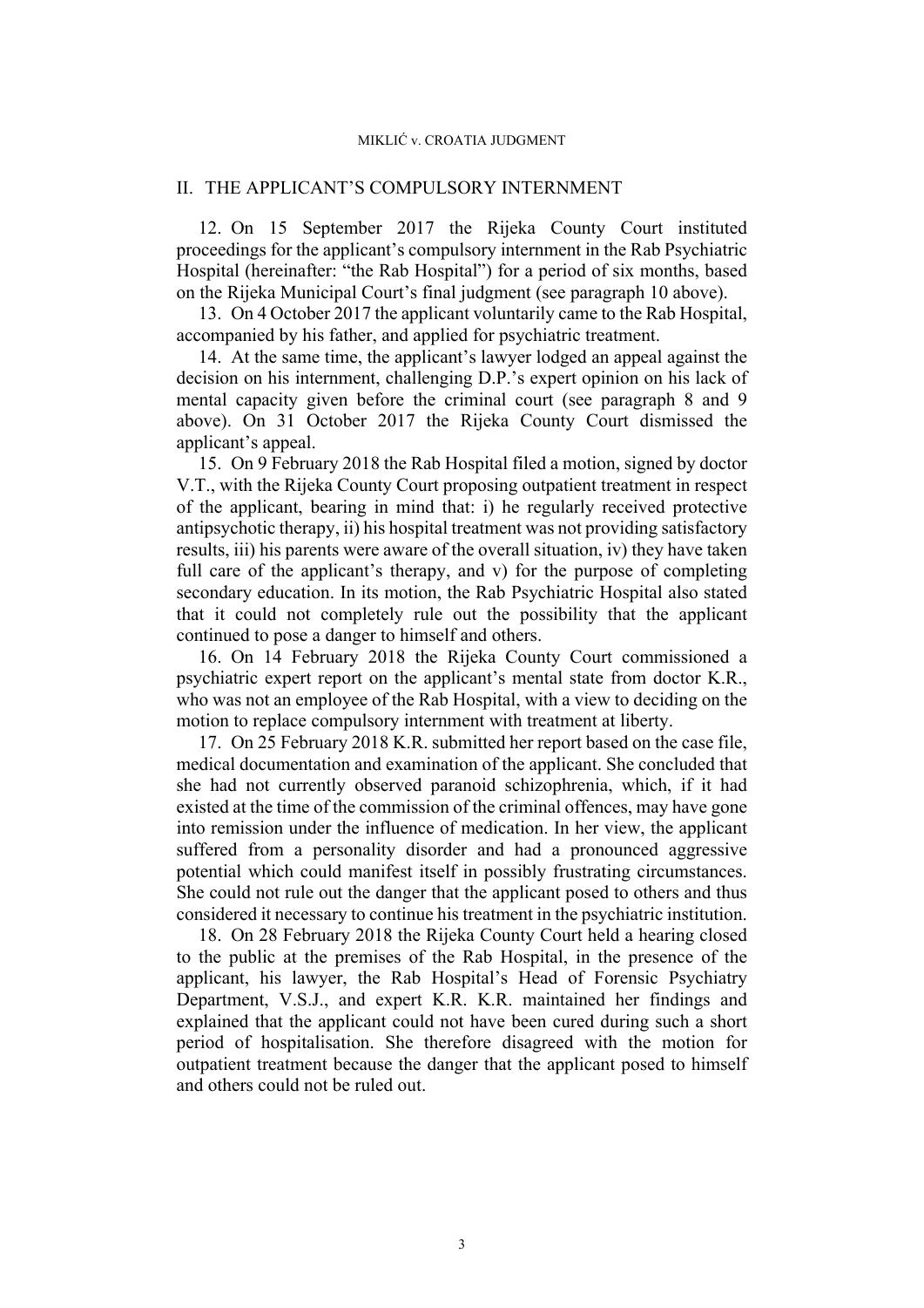## II. THE APPLICANT'S COMPULSORY INTERNMENT

12. On 15 September 2017 the Rijeka County Court instituted proceedings for the applicant's compulsory internment in the Rab Psychiatric Hospital (hereinafter: "the Rab Hospital") for a period of six months, based on the Rijeka Municipal Court's final judgment (see paragraph 10 above).

13. On 4 October 2017 the applicant voluntarily came to the Rab Hospital, accompanied by his father, and applied for psychiatric treatment.

14. At the same time, the applicant's lawyer lodged an appeal against the decision on his internment, challenging D.P.'s expert opinion on his lack of mental capacity given before the criminal court (see paragraph 8 and 9 above). On 31 October 2017 the Rijeka County Court dismissed the applicant's appeal.

15. On 9 February 2018 the Rab Hospital filed a motion, signed by doctor V.T., with the Rijeka County Court proposing outpatient treatment in respect of the applicant, bearing in mind that: i) he regularly received protective antipsychotic therapy, ii) his hospital treatment was not providing satisfactory results, iii) his parents were aware of the overall situation, iv) they have taken full care of the applicant's therapy, and v) for the purpose of completing secondary education. In its motion, the Rab Psychiatric Hospital also stated that it could not completely rule out the possibility that the applicant continued to pose a danger to himself and others.

16. On 14 February 2018 the Rijeka County Court commissioned a psychiatric expert report on the applicant's mental state from doctor K.R., who was not an employee of the Rab Hospital, with a view to deciding on the motion to replace compulsory internment with treatment at liberty.

17. On 25 February 2018 K.R. submitted her report based on the case file, medical documentation and examination of the applicant. She concluded that she had not currently observed paranoid schizophrenia, which, if it had existed at the time of the commission of the criminal offences, may have gone into remission under the influence of medication. In her view, the applicant suffered from a personality disorder and had a pronounced aggressive potential which could manifest itself in possibly frustrating circumstances. She could not rule out the danger that the applicant posed to others and thus considered it necessary to continue his treatment in the psychiatric institution.

18. On 28 February 2018 the Rijeka County Court held a hearing closed to the public at the premises of the Rab Hospital, in the presence of the applicant, his lawyer, the Rab Hospital's Head of Forensic Psychiatry Department, V.S.J., and expert K.R. K.R. maintained her findings and explained that the applicant could not have been cured during such a short period of hospitalisation. She therefore disagreed with the motion for outpatient treatment because the danger that the applicant posed to himself and others could not be ruled out.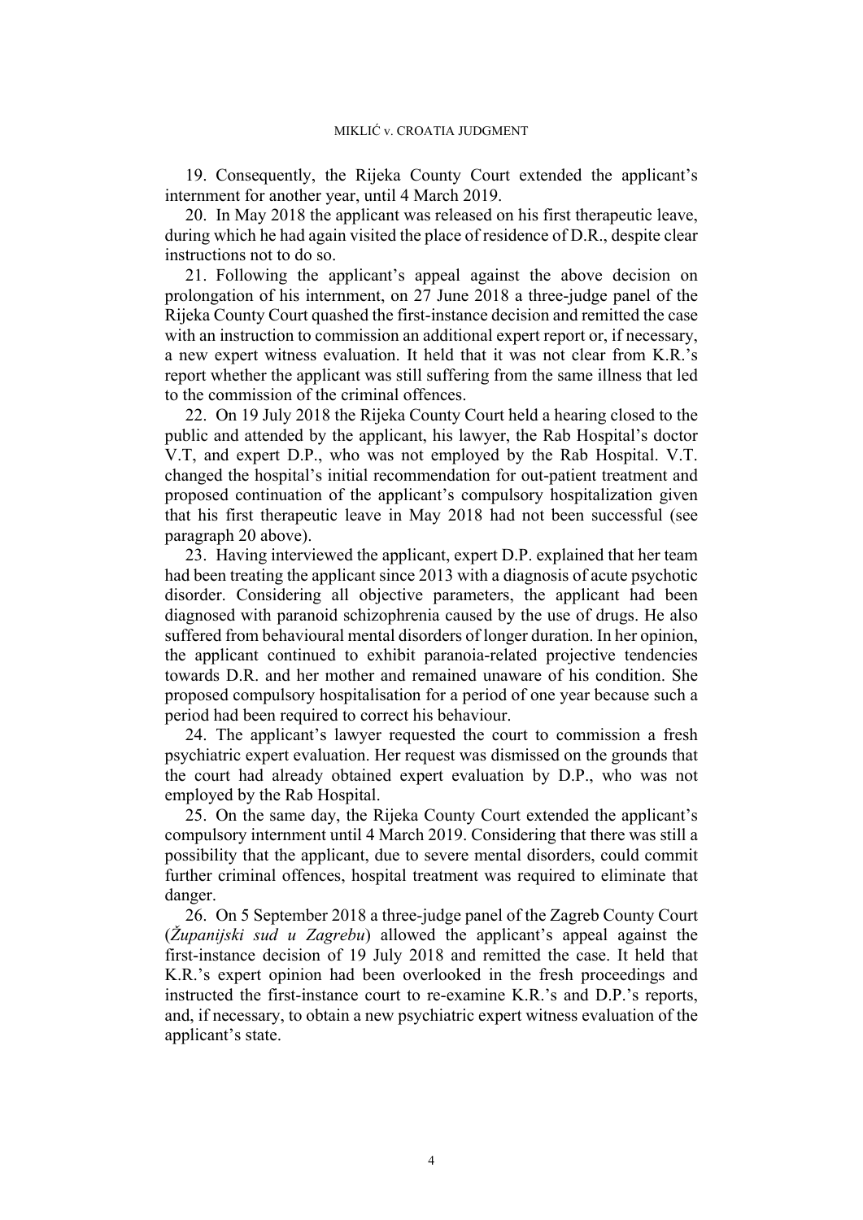19. Consequently, the Rijeka County Court extended the applicant's internment for another year, until 4 March 2019.

20. In May 2018 the applicant was released on his first therapeutic leave, during which he had again visited the place of residence of D.R., despite clear instructions not to do so.

21. Following the applicant's appeal against the above decision on prolongation of his internment, on 27 June 2018 a three-judge panel of the Rijeka County Court quashed the first-instance decision and remitted the case with an instruction to commission an additional expert report or, if necessary, a new expert witness evaluation. It held that it was not clear from K.R.'s report whether the applicant was still suffering from the same illness that led to the commission of the criminal offences.

22. On 19 July 2018 the Rijeka County Court held a hearing closed to the public and attended by the applicant, his lawyer, the Rab Hospital's doctor V.T, and expert D.P., who was not employed by the Rab Hospital. V.T. changed the hospital's initial recommendation for out-patient treatment and proposed continuation of the applicant's compulsory hospitalization given that his first therapeutic leave in May 2018 had not been successful (see paragraph 20 above).

23. Having interviewed the applicant, expert D.P. explained that her team had been treating the applicant since 2013 with a diagnosis of acute psychotic disorder. Considering all objective parameters, the applicant had been diagnosed with paranoid schizophrenia caused by the use of drugs. He also suffered from behavioural mental disorders of longer duration. In her opinion, the applicant continued to exhibit paranoia-related projective tendencies towards D.R. and her mother and remained unaware of his condition. She proposed compulsory hospitalisation for a period of one year because such a period had been required to correct his behaviour.

24. The applicant's lawyer requested the court to commission a fresh psychiatric expert evaluation. Her request was dismissed on the grounds that the court had already obtained expert evaluation by D.P., who was not employed by the Rab Hospital.

25. On the same day, the Rijeka County Court extended the applicant's compulsory internment until 4 March 2019. Considering that there was still a possibility that the applicant, due to severe mental disorders, could commit further criminal offences, hospital treatment was required to eliminate that danger.

26. On 5 September 2018 a three-judge panel of the Zagreb County Court (*Županijski sud u Zagrebu*) allowed the applicant's appeal against the first-instance decision of 19 July 2018 and remitted the case. It held that K.R.'s expert opinion had been overlooked in the fresh proceedings and instructed the first-instance court to re-examine K.R.'s and D.P.'s reports, and, if necessary, to obtain a new psychiatric expert witness evaluation of the applicant's state.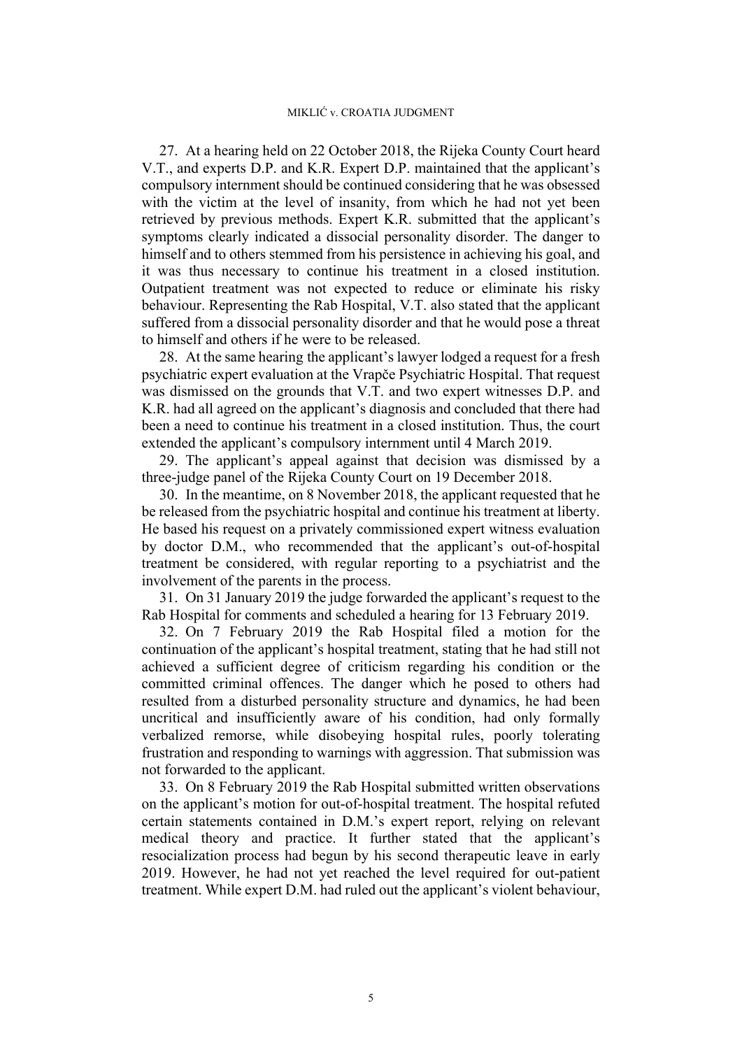27. At a hearing held on 22 October 2018, the Rijeka County Court heard V.T., and experts D.P. and K.R. Expert D.P. maintained that the applicant's compulsory internment should be continued considering that he was obsessed with the victim at the level of insanity, from which he had not yet been retrieved by previous methods. Expert K.R. submitted that the applicant's symptoms clearly indicated a dissocial personality disorder. The danger to himself and to others stemmed from his persistence in achieving his goal, and it was thus necessary to continue his treatment in a closed institution. Outpatient treatment was not expected to reduce or eliminate his risky behaviour. Representing the Rab Hospital, V.T. also stated that the applicant suffered from a dissocial personality disorder and that he would pose a threat to himself and others if he were to be released.

28. At the same hearing the applicant's lawyer lodged a request for a fresh psychiatric expert evaluation at the Vrapče Psychiatric Hospital. That request was dismissed on the grounds that V.T. and two expert witnesses D.P. and K.R. had all agreed on the applicant's diagnosis and concluded that there had been a need to continue his treatment in a closed institution. Thus, the court extended the applicant's compulsory internment until 4 March 2019.

29. The applicant's appeal against that decision was dismissed by a three-judge panel of the Rijeka County Court on 19 December 2018.

30. In the meantime, on 8 November 2018, the applicant requested that he be released from the psychiatric hospital and continue his treatment at liberty. He based his request on a privately commissioned expert witness evaluation by doctor D.M., who recommended that the applicant's out-of-hospital treatment be considered, with regular reporting to a psychiatrist and the involvement of the parents in the process.

31. On 31 January 2019 the judge forwarded the applicant's request to the Rab Hospital for comments and scheduled a hearing for 13 February 2019.

32. On 7 February 2019 the Rab Hospital filed a motion for the continuation of the applicant's hospital treatment, stating that he had still not achieved a sufficient degree of criticism regarding his condition or the committed criminal offences. The danger which he posed to others had resulted from a disturbed personality structure and dynamics, he had been uncritical and insufficiently aware of his condition, had only formally verbalized remorse, while disobeying hospital rules, poorly tolerating frustration and responding to warnings with aggression. That submission was not forwarded to the applicant.

33. On 8 February 2019 the Rab Hospital submitted written observations on the applicant's motion for out-of-hospital treatment. The hospital refuted certain statements contained in D.M.'s expert report, relying on relevant medical theory and practice. It further stated that the applicant's resocialization process had begun by his second therapeutic leave in early 2019. However, he had not yet reached the level required for out-patient treatment. While expert D.M. had ruled out the applicant's violent behaviour,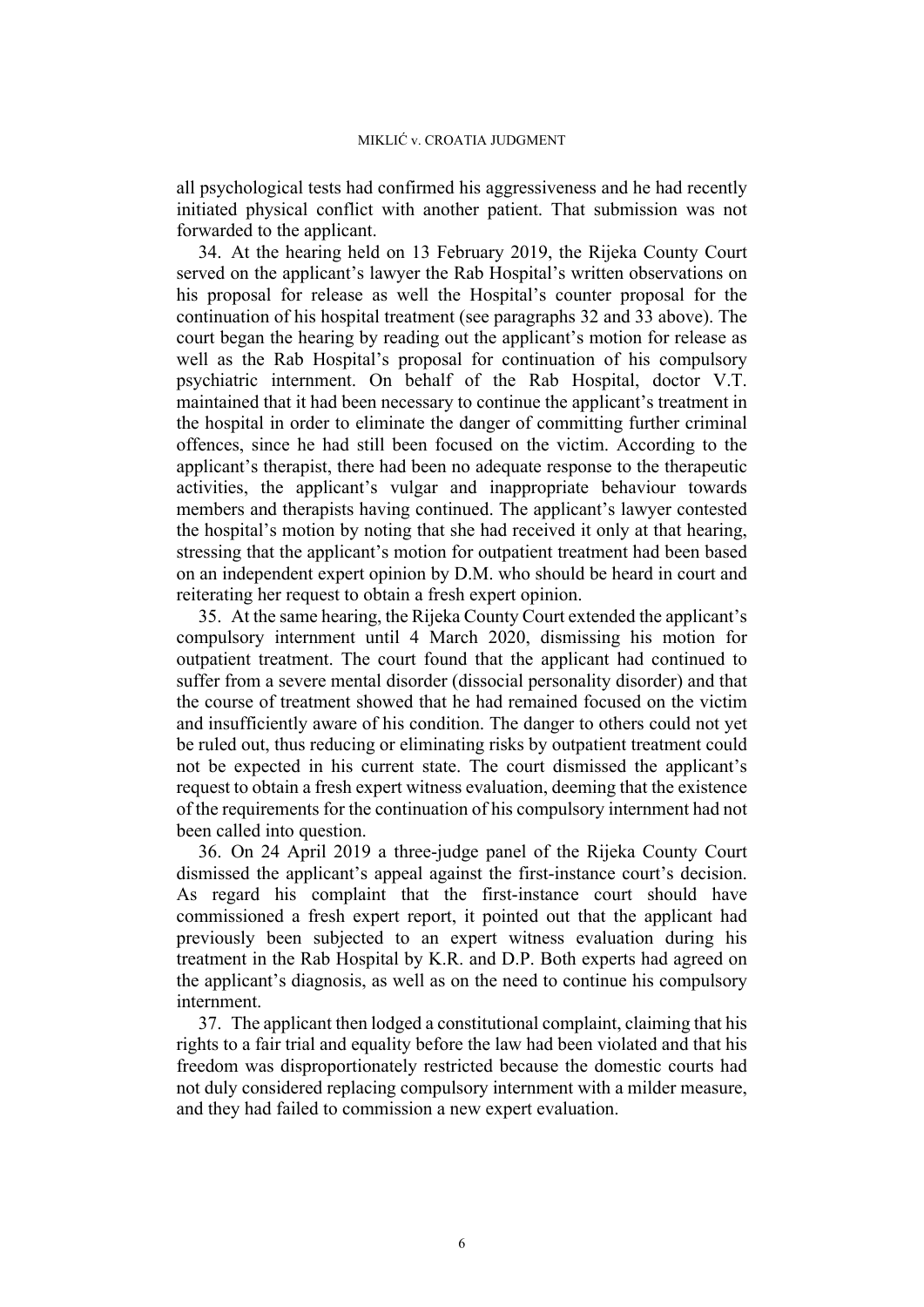all psychological tests had confirmed his aggressiveness and he had recently initiated physical conflict with another patient. That submission was not forwarded to the applicant.

34. At the hearing held on 13 February 2019, the Rijeka County Court served on the applicant's lawyer the Rab Hospital's written observations on his proposal for release as well the Hospital's counter proposal for the continuation of his hospital treatment (see paragraphs 32 and 33 above). The court began the hearing by reading out the applicant's motion for release as well as the Rab Hospital's proposal for continuation of his compulsory psychiatric internment. On behalf of the Rab Hospital, doctor V.T. maintained that it had been necessary to continue the applicant's treatment in the hospital in order to eliminate the danger of committing further criminal offences, since he had still been focused on the victim. According to the applicant's therapist, there had been no adequate response to the therapeutic activities, the applicant's vulgar and inappropriate behaviour towards members and therapists having continued. The applicant's lawyer contested the hospital's motion by noting that she had received it only at that hearing, stressing that the applicant's motion for outpatient treatment had been based on an independent expert opinion by D.M. who should be heard in court and reiterating her request to obtain a fresh expert opinion.

35. At the same hearing, the Rijeka County Court extended the applicant's compulsory internment until 4 March 2020, dismissing his motion for outpatient treatment. The court found that the applicant had continued to suffer from a severe mental disorder (dissocial personality disorder) and that the course of treatment showed that he had remained focused on the victim and insufficiently aware of his condition. The danger to others could not yet be ruled out, thus reducing or eliminating risks by outpatient treatment could not be expected in his current state. The court dismissed the applicant's request to obtain a fresh expert witness evaluation, deeming that the existence of the requirements for the continuation of his compulsory internment had not been called into question.

36. On 24 April 2019 a three-judge panel of the Rijeka County Court dismissed the applicant's appeal against the first-instance court's decision. As regard his complaint that the first-instance court should have commissioned a fresh expert report, it pointed out that the applicant had previously been subjected to an expert witness evaluation during his treatment in the Rab Hospital by K.R. and D.P. Both experts had agreed on the applicant's diagnosis, as well as on the need to continue his compulsory internment.

37. The applicant then lodged a constitutional complaint, claiming that his rights to a fair trial and equality before the law had been violated and that his freedom was disproportionately restricted because the domestic courts had not duly considered replacing compulsory internment with a milder measure, and they had failed to commission a new expert evaluation.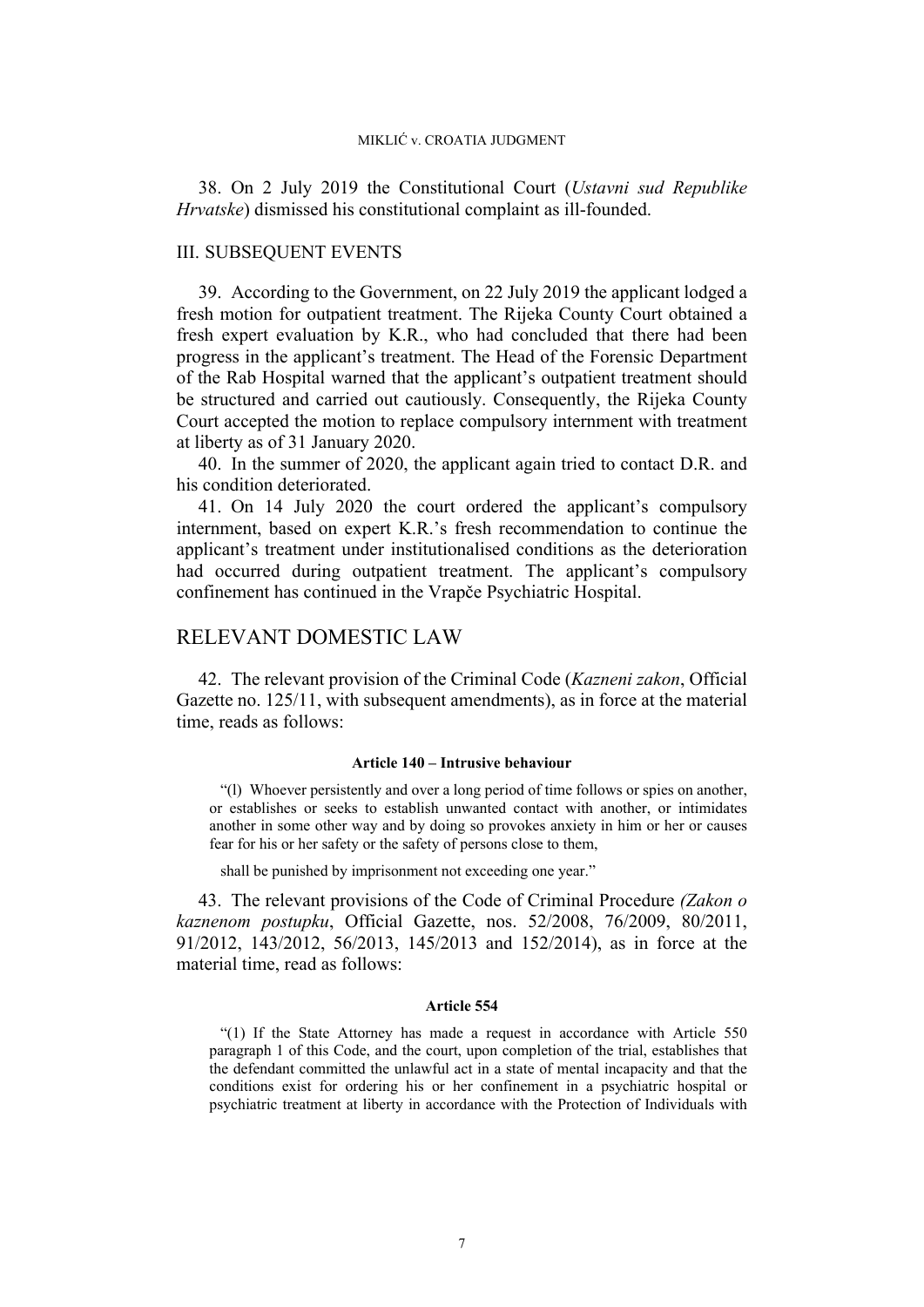38. On 2 July 2019 the Constitutional Court (*Ustavni sud Republike Hrvatske*) dismissed his constitutional complaint as ill-founded.

## III. SUBSEQUENT EVENTS

39. According to the Government, on 22 July 2019 the applicant lodged a fresh motion for outpatient treatment. The Rijeka County Court obtained a fresh expert evaluation by K.R., who had concluded that there had been progress in the applicant's treatment. The Head of the Forensic Department of the Rab Hospital warned that the applicant's outpatient treatment should be structured and carried out cautiously. Consequently, the Rijeka County Court accepted the motion to replace compulsory internment with treatment at liberty as of 31 January 2020.

40. In the summer of 2020, the applicant again tried to contact D.R. and his condition deteriorated.

41. On 14 July 2020 the court ordered the applicant's compulsory internment, based on expert K.R.'s fresh recommendation to continue the applicant's treatment under institutionalised conditions as the deterioration had occurred during outpatient treatment. The applicant's compulsory confinement has continued in the Vrapče Psychiatric Hospital.

# RELEVANT DOMESTIC LAW

42. The relevant provision of the Criminal Code (*Kazneni zakon*, Official Gazette no. 125/11, with subsequent amendments), as in force at the material time, reads as follows:

**Article 140 – Intrusive behaviour**

"(l) Whoever persistently and over a long period of time follows or spies on another, or establishes or seeks to establish unwanted contact with another, or intimidates another in some other way and by doing so provokes anxiety in him or her or causes fear for his or her safety or the safety of persons close to them,

shall be punished by imprisonment not exceeding one year."

43. The relevant provisions of the Code of Criminal Procedure *(Zakon o kaznenom postupku*, Official Gazette, nos. 52/2008, 76/2009, 80/2011, 91/2012, 143/2012, 56/2013, 145/2013 and 152/2014), as in force at the material time, read as follows:

**Article 554**

"(1) If the State Attorney has made a request in accordance with Article 550 paragraph 1 of this Code, and the court, upon completion of the trial, establishes that the defendant committed the unlawful act in a state of mental incapacity and that the conditions exist for ordering his or her confinement in a psychiatric hospital or psychiatric treatment at liberty in accordance with the Protection of Individuals with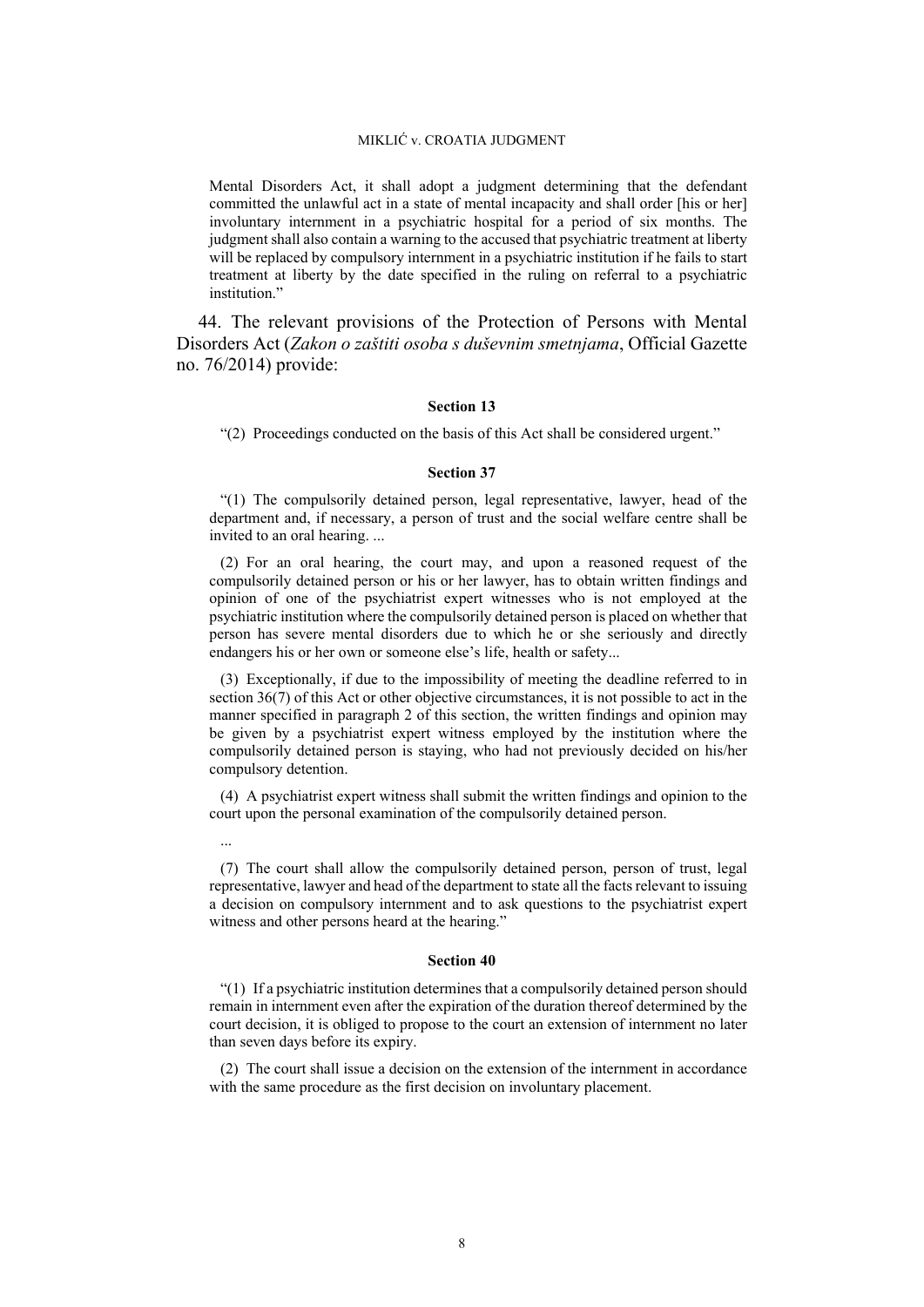Mental Disorders Act, it shall adopt a judgment determining that the defendant committed the unlawful act in a state of mental incapacity and shall order [his or her] involuntary internment in a psychiatric hospital for a period of six months. The judgment shall also contain a warning to the accused that psychiatric treatment at liberty will be replaced by compulsory internment in a psychiatric institution if he fails to start treatment at liberty by the date specified in the ruling on referral to a psychiatric institution."

44. The relevant provisions of the Protection of Persons with Mental Disorders Act (*Zakon o zaštiti osoba s duševnim smetnjama*, Official Gazette no. 76/2014) provide:

**Section 13**

"(2) Proceedings conducted on the basis of this Act shall be considered urgent."

**Section 37**

"(1) The compulsorily detained person, legal representative, lawyer, head of the department and, if necessary, a person of trust and the social welfare centre shall be invited to an oral hearing. ...

(2) For an oral hearing, the court may, and upon a reasoned request of the compulsorily detained person or his or her lawyer, has to obtain written findings and opinion of one of the psychiatrist expert witnesses who is not employed at the psychiatric institution where the compulsorily detained person is placed on whether that person has severe mental disorders due to which he or she seriously and directly endangers his or her own or someone else's life, health or safety...

(3) Exceptionally, if due to the impossibility of meeting the deadline referred to in section 36(7) of this Act or other objective circumstances, it is not possible to act in the manner specified in paragraph 2 of this section, the written findings and opinion may be given by a psychiatrist expert witness employed by the institution where the compulsorily detained person is staying, who had not previously decided on his/her compulsory detention.

(4) A psychiatrist expert witness shall submit the written findings and opinion to the court upon the personal examination of the compulsorily detained person.

...

(7) The court shall allow the compulsorily detained person, person of trust, legal representative, lawyer and head of the department to state all the facts relevant to issuing a decision on compulsory internment and to ask questions to the psychiatrist expert witness and other persons heard at the hearing."

**Section 40**

"(1) If a psychiatric institution determines that a compulsorily detained person should remain in internment even after the expiration of the duration thereof determined by the court decision, it is obliged to propose to the court an extension of internment no later than seven days before its expiry.

(2) The court shall issue a decision on the extension of the internment in accordance with the same procedure as the first decision on involuntary placement.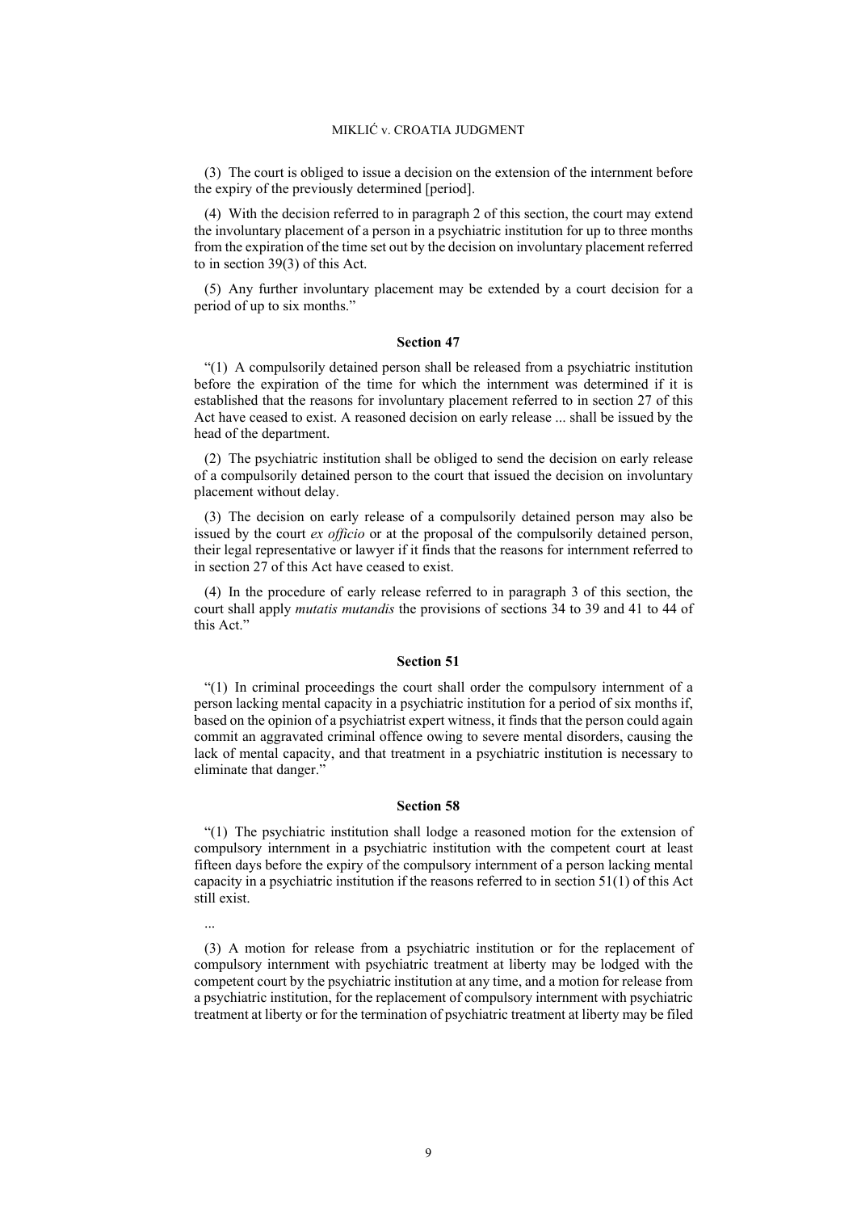(3) The court is obliged to issue a decision on the extension of the internment before the expiry of the previously determined [period].

(4) With the decision referred to in paragraph 2 of this section, the court may extend the involuntary placement of a person in a psychiatric institution for up to three months from the expiration of the time set out by the decision on involuntary placement referred to in section 39(3) of this Act.

(5) Any further involuntary placement may be extended by a court decision for a period of up to six months."

#### Section 47

"(1) A compulsorily detained person shall be released from a psychiatric institution before the expiration of the time for which the internment was determined if it is established that the reasons for involuntary placement referred to in section 27 of this Act have ceased to exist. A reasoned decision on early release ... shall be issued by the head of the department.

(2) The psychiatric institution shall be obliged to send the decision on early release of a compulsorily detained person to the court that issued the decision on involuntary placement without delay.

(3) The decision on early release of a compulsorily detained person may also be issued by the court *ex officio* or at the proposal of the compulsorily detained person, their legal representative or lawyer if it finds that the reasons for internment referred to in section 27 of this Act have ceased to exist.

(4) In the procedure of early release referred to in paragraph 3 of this section, the court shall apply *mutatis mutandis* the provisions of sections 34 to 39 and 41 to 44 of this Act."

#### Section 51

"(1) In criminal proceedings the court shall order the compulsory internment of a person lacking mental capacity in a psychiatric institution for a period of six months if, based on the opinion of a psychiatrist expert witness, it finds that the person could again commit an aggravated criminal offence owing to severe mental disorders, causing the lack of mental capacity, and that treatment in a psychiatric institution is necessary to eliminate that danger."

#### Section 58

"(1) The psychiatric institution shall lodge a reasoned motion for the extension of compulsory internment in a psychiatric institution with the competent court at least fifteen days before the expiry of the compulsory internment of a person lacking mental capacity in a psychiatric institution if the reasons referred to in section 51(1) of this Act still exist.

...

(3) A motion for release from a psychiatric institution or for the replacement of compulsory internment with psychiatric treatment at liberty may be lodged with the competent court by the psychiatric institution at any time, and a motion for release from a psychiatric institution, for the replacement of compulsory internment with psychiatric treatment at liberty or for the termination of psychiatric treatment at liberty may be filed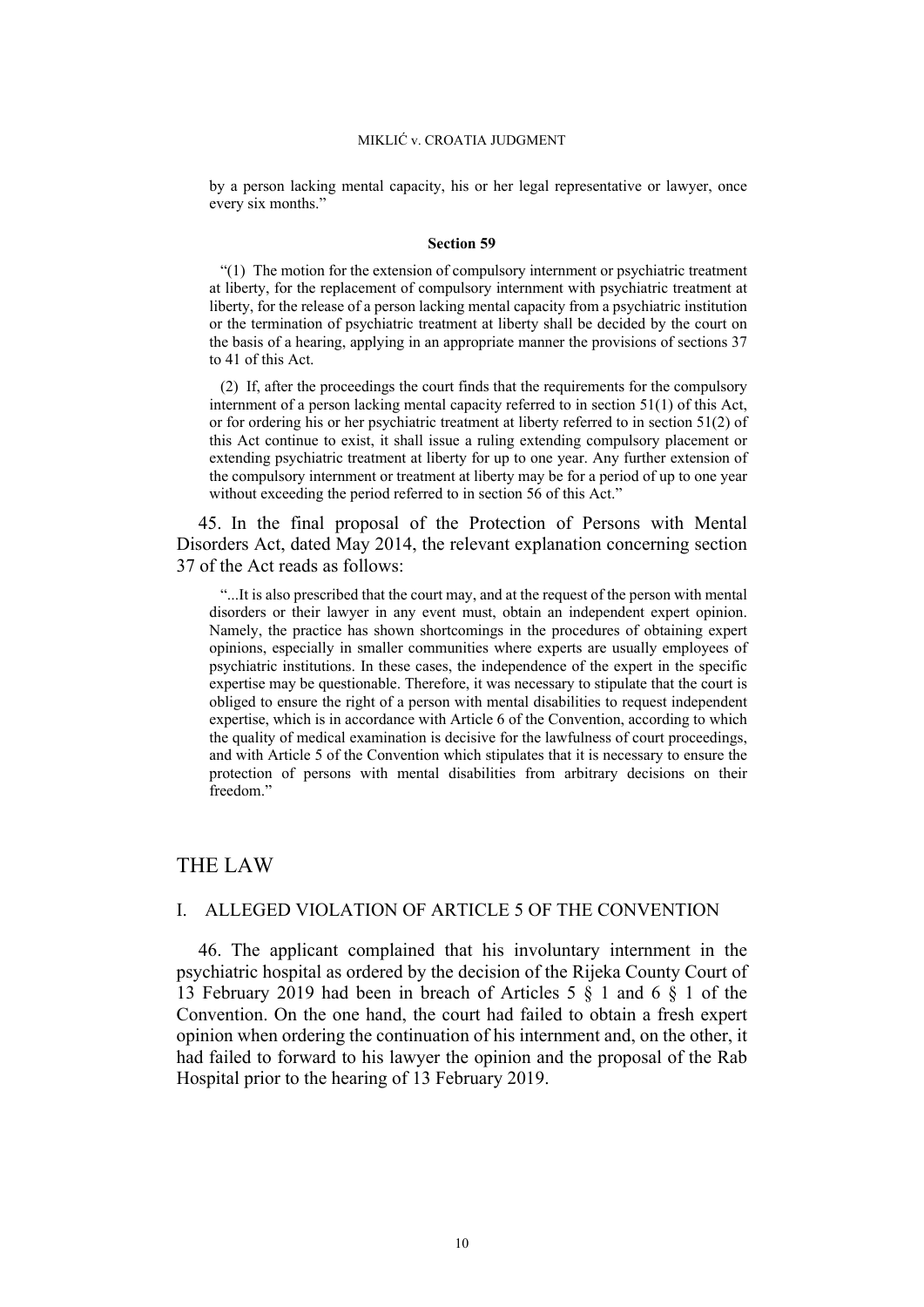by a person lacking mental capacity, his or her legal representative or lawyer, once every six months."

**Section 59**

"(1) The motion for the extension of compulsory internment or psychiatric treatment at liberty, for the replacement of compulsory internment with psychiatric treatment at liberty, for the release of a person lacking mental capacity from a psychiatric institution or the termination of psychiatric treatment at liberty shall be decided by the court on the basis of a hearing, applying in an appropriate manner the provisions of sections 37 to 41 of this Act.

(2) If, after the proceedings the court finds that the requirements for the compulsory internment of a person lacking mental capacity referred to in section 51(1) of this Act, or for ordering his or her psychiatric treatment at liberty referred to in section 51(2) of this Act continue to exist, it shall issue a ruling extending compulsory placement or extending psychiatric treatment at liberty for up to one year. Any further extension of the compulsory internment or treatment at liberty may be for a period of up to one year without exceeding the period referred to in section 56 of this Act."

45. In the final proposal of the Protection of Persons with Mental Disorders Act, dated May 2014, the relevant explanation concerning section 37 of the Act reads as follows:

"...It is also prescribed that the court may, and at the request of the person with mental disorders or their lawyer in any event must, obtain an independent expert opinion. Namely, the practice has shown shortcomings in the procedures of obtaining expert opinions, especially in smaller communities where experts are usually employees of psychiatric institutions. In these cases, the independence of the expert in the specific expertise may be questionable. Therefore, it was necessary to stipulate that the court is obliged to ensure the right of a person with mental disabilities to request independent expertise, which is in accordance with Article 6 of the Convention, according to which the quality of medical examination is decisive for the lawfulness of court proceedings, and with Article 5 of the Convention which stipulates that it is necessary to ensure the protection of persons with mental disabilities from arbitrary decisions on their freedom."

# THE LAW

## I. ALLEGED VIOLATION OF ARTICLE 5 OF THE CONVENTION

46. The applicant complained that his involuntary internment in the psychiatric hospital as ordered by the decision of the Rijeka County Court of 13 February 2019 had been in breach of Articles 5 § 1 and 6 § 1 of the Convention. On the one hand, the court had failed to obtain a fresh expert opinion when ordering the continuation of his internment and, on the other, it had failed to forward to his lawyer the opinion and the proposal of the Rab Hospital prior to the hearing of 13 February 2019.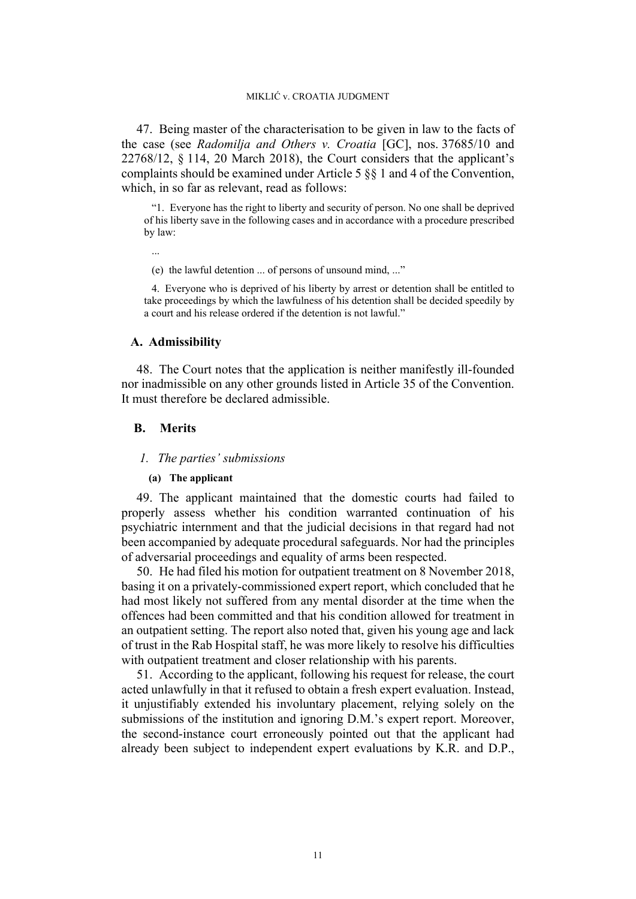47. Being master of the characterisation to be given in law to the facts of the case (see *Radomilja and Others v. Croatia* [GC], nos. 37685/10 and 22768/12, § 114, 20 March 2018), the Court considers that the applicant's complaints should be examined under Article 5 §§ 1 and 4 of the Convention, which, in so far as relevant, read as follows:

> "1. Everyone has the right to liberty and security of person. No one shall be deprived of his liberty save in the following cases and in accordance with a procedure prescribed by law:
>
> ...
>
> (e) the lawful detention ... of persons of unsound mind, ..."
>
> 4. Everyone who is deprived of his liberty by arrest or detention shall be entitled to take proceedings by which the lawfulness of his detention shall be decided speedily by a court and his release ordered if the detention is not lawful."

## A. Admissibility

48. The Court notes that the application is neither manifestly ill-founded nor inadmissible on any other grounds listed in Article 35 of the Convention. It must therefore be declared admissible.

## B. Merits

### *1. The parties' submissions*

#### (a) The applicant

49. The applicant maintained that the domestic courts had failed to properly assess whether his condition warranted continuation of his psychiatric internment and that the judicial decisions in that regard had not been accompanied by adequate procedural safeguards. Nor had the principles of adversarial proceedings and equality of arms been respected.

50. He had filed his motion for outpatient treatment on 8 November 2018, basing it on a privately-commissioned expert report, which concluded that he had most likely not suffered from any mental disorder at the time when the offences had been committed and that his condition allowed for treatment in an outpatient setting. The report also noted that, given his young age and lack of trust in the Rab Hospital staff, he was more likely to resolve his difficulties with outpatient treatment and closer relationship with his parents.

51. According to the applicant, following his request for release, the court acted unlawfully in that it refused to obtain a fresh expert evaluation. Instead, it unjustifiably extended his involuntary placement, relying solely on the submissions of the institution and ignoring D.M.'s expert report. Moreover, the second-instance court erroneously pointed out that the applicant had already been subject to independent expert evaluations by K.R. and D.P.,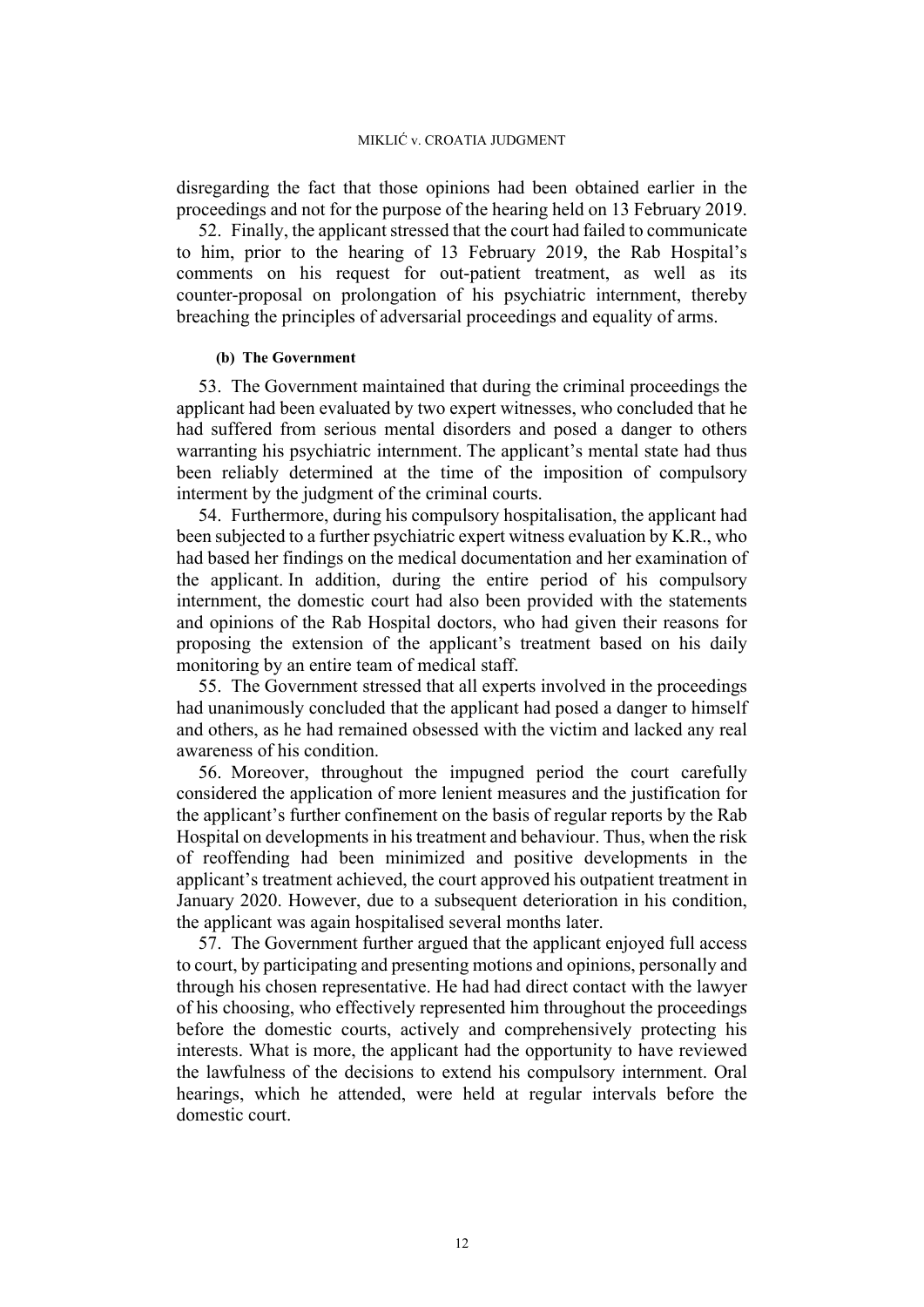disregarding the fact that those opinions had been obtained earlier in the proceedings and not for the purpose of the hearing held on 13 February 2019.

52. Finally, the applicant stressed that the court had failed to communicate to him, prior to the hearing of 13 February 2019, the Rab Hospital's comments on his request for out-patient treatment, as well as its counter-proposal on prolongation of his psychiatric internment, thereby breaching the principles of adversarial proceedings and equality of arms.

#### (b) The Government

53. The Government maintained that during the criminal proceedings the applicant had been evaluated by two expert witnesses, who concluded that he had suffered from serious mental disorders and posed a danger to others warranting his psychiatric internment. The applicant's mental state had thus been reliably determined at the time of the imposition of compulsory interment by the judgment of the criminal courts.

54. Furthermore, during his compulsory hospitalisation, the applicant had been subjected to a further psychiatric expert witness evaluation by K.R., who had based her findings on the medical documentation and her examination of the applicant. In addition, during the entire period of his compulsory internment, the domestic court had also been provided with the statements and opinions of the Rab Hospital doctors, who had given their reasons for proposing the extension of the applicant's treatment based on his daily monitoring by an entire team of medical staff.

55. The Government stressed that all experts involved in the proceedings had unanimously concluded that the applicant had posed a danger to himself and others, as he had remained obsessed with the victim and lacked any real awareness of his condition.

56. Moreover, throughout the impugned period the court carefully considered the application of more lenient measures and the justification for the applicant's further confinement on the basis of regular reports by the Rab Hospital on developments in his treatment and behaviour. Thus, when the risk of reoffending had been minimized and positive developments in the applicant's treatment achieved, the court approved his outpatient treatment in January 2020. However, due to a subsequent deterioration in his condition, the applicant was again hospitalised several months later.

57. The Government further argued that the applicant enjoyed full access to court, by participating and presenting motions and opinions, personally and through his chosen representative. He had had direct contact with the lawyer of his choosing, who effectively represented him throughout the proceedings before the domestic courts, actively and comprehensively protecting his interests. What is more, the applicant had the opportunity to have reviewed the lawfulness of the decisions to extend his compulsory internment. Oral hearings, which he attended, were held at regular intervals before the domestic court.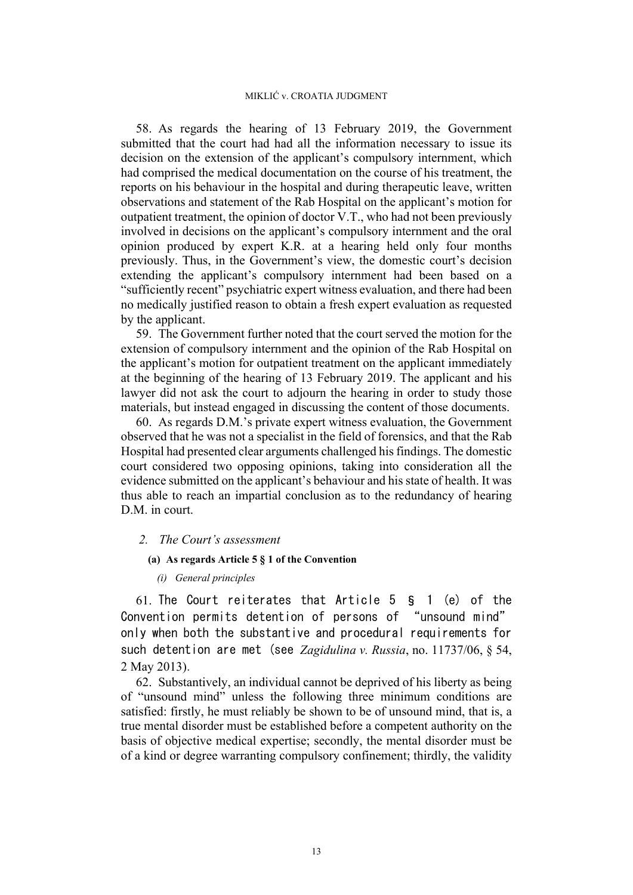58. As regards the hearing of 13 February 2019, the Government submitted that the court had had all the information necessary to issue its decision on the extension of the applicant's compulsory internment, which had comprised the medical documentation on the course of his treatment, the reports on his behaviour in the hospital and during therapeutic leave, written observations and statement of the Rab Hospital on the applicant's motion for outpatient treatment, the opinion of doctor V.T., who had not been previously involved in decisions on the applicant's compulsory internment and the oral opinion produced by expert K.R. at a hearing held only four months previously. Thus, in the Government's view, the domestic court's decision extending the applicant's compulsory internment had been based on a "sufficiently recent" psychiatric expert witness evaluation, and there had been no medically justified reason to obtain a fresh expert evaluation as requested by the applicant.

59. The Government further noted that the court served the motion for the extension of compulsory internment and the opinion of the Rab Hospital on the applicant's motion for outpatient treatment on the applicant immediately at the beginning of the hearing of 13 February 2019. The applicant and his lawyer did not ask the court to adjourn the hearing in order to study those materials, but instead engaged in discussing the content of those documents.

60. As regards D.M.'s private expert witness evaluation, the Government observed that he was not a specialist in the field of forensics, and that the Rab Hospital had presented clear arguments challenged his findings. The domestic court considered two opposing opinions, taking into consideration all the evidence submitted on the applicant's behaviour and his state of health. It was thus able to reach an impartial conclusion as to the redundancy of hearing D.M. in court.

### *2. The Court's assessment*

#### **(a) As regards Article 5 § 1 of the Convention**

##### *(i) General principles*

61. The Court reiterates that Article 5 § 1 (e) of the Convention permits detention of persons of "unsound mind" only when both the substantive and procedural requirements for such detention are met (see *Zagidulina v. Russia*, no. 11737/06, § 54, 2 May 2013).

62. Substantively, an individual cannot be deprived of his liberty as being of "unsound mind" unless the following three minimum conditions are satisfied: firstly, he must reliably be shown to be of unsound mind, that is, a true mental disorder must be established before a competent authority on the basis of objective medical expertise; secondly, the mental disorder must be of a kind or degree warranting compulsory confinement; thirdly, the validity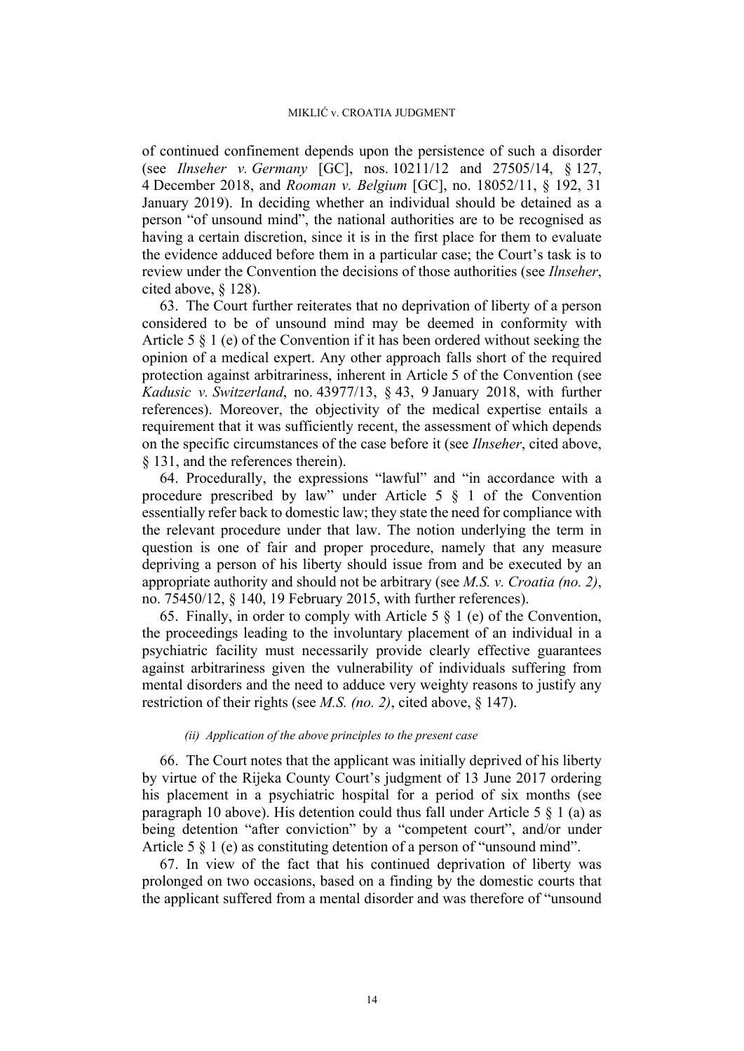of continued confinement depends upon the persistence of such a disorder (see *Ilnseher v. Germany* [GC], nos. 10211/12 and 27505/14, § 127, 4 December 2018, and *Rooman v. Belgium* [GC], no. 18052/11, § 192, 31 January 2019). In deciding whether an individual should be detained as a person "of unsound mind", the national authorities are to be recognised as having a certain discretion, since it is in the first place for them to evaluate the evidence adduced before them in a particular case; the Court's task is to review under the Convention the decisions of those authorities (see *Ilnseher*, cited above, § 128).

63. The Court further reiterates that no deprivation of liberty of a person considered to be of unsound mind may be deemed in conformity with Article 5 § 1 (e) of the Convention if it has been ordered without seeking the opinion of a medical expert. Any other approach falls short of the required protection against arbitrariness, inherent in Article 5 of the Convention (see *Kadusic v. Switzerland*, no. 43977/13, § 43, 9 January 2018, with further references). Moreover, the objectivity of the medical expertise entails a requirement that it was sufficiently recent, the assessment of which depends on the specific circumstances of the case before it (see *Ilnseher*, cited above, § 131, and the references therein).

64. Procedurally, the expressions "lawful" and "in accordance with a procedure prescribed by law" under Article 5 § 1 of the Convention essentially refer back to domestic law; they state the need for compliance with the relevant procedure under that law. The notion underlying the term in question is one of fair and proper procedure, namely that any measure depriving a person of his liberty should issue from and be executed by an appropriate authority and should not be arbitrary (see *M.S. v. Croatia (no. 2)*, no. 75450/12, § 140, 19 February 2015, with further references).

65. Finally, in order to comply with Article 5 § 1 (e) of the Convention, the proceedings leading to the involuntary placement of an individual in a psychiatric facility must necessarily provide clearly effective guarantees against arbitrariness given the vulnerability of individuals suffering from mental disorders and the need to adduce very weighty reasons to justify any restriction of their rights (see *M.S. (no. 2)*, cited above, § 147).

*(ii) Application of the above principles to the present case*

66. The Court notes that the applicant was initially deprived of his liberty by virtue of the Rijeka County Court's judgment of 13 June 2017 ordering his placement in a psychiatric hospital for a period of six months (see paragraph 10 above). His detention could thus fall under Article 5 § 1 (a) as being detention "after conviction" by a "competent court", and/or under Article 5 § 1 (e) as constituting detention of a person of "unsound mind".

67. In view of the fact that his continued deprivation of liberty was prolonged on two occasions, based on a finding by the domestic courts that the applicant suffered from a mental disorder and was therefore of "unsound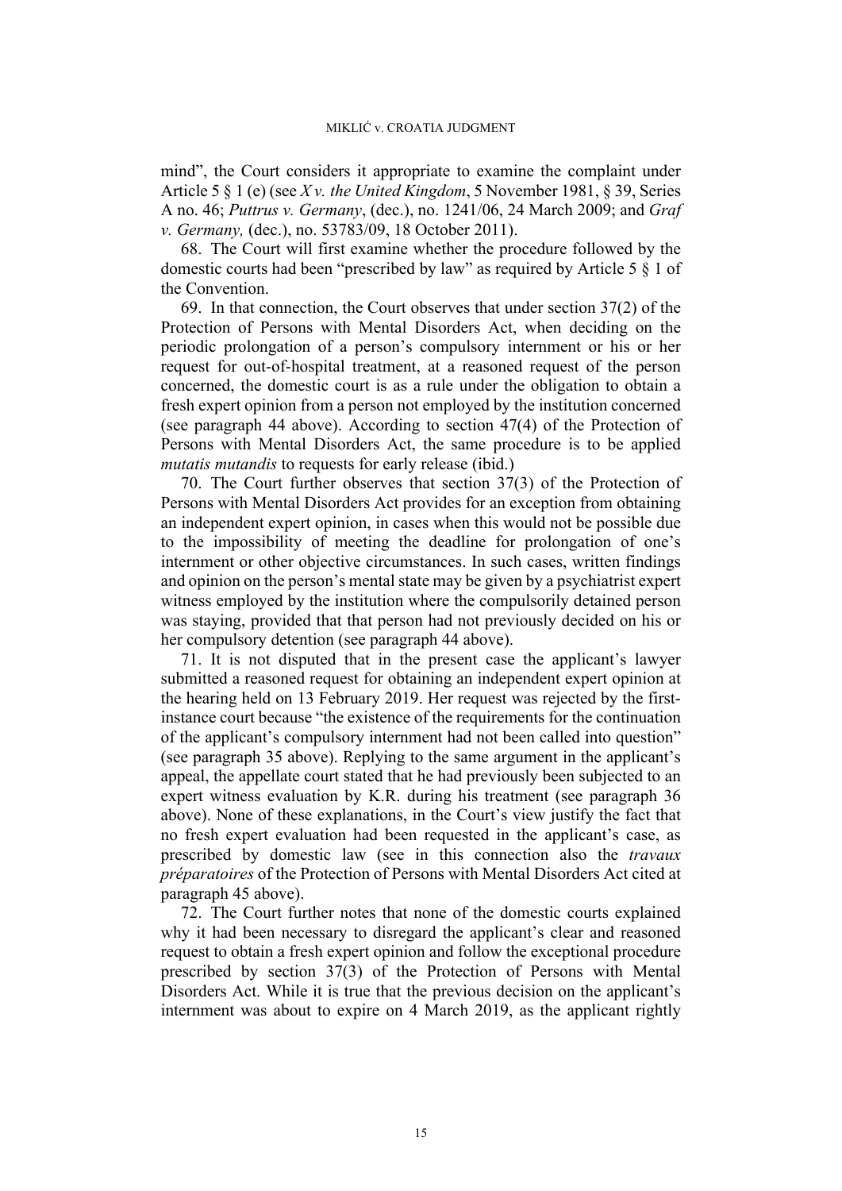mind", the Court considers it appropriate to examine the complaint under Article 5 § 1 (e) (see *X v. the United Kingdom*, 5 November 1981, § 39, Series A no. 46; *Puttrus v. Germany*, (dec.), no. 1241/06, 24 March 2009; and *Graf v. Germany,* (dec.), no. 53783/09, 18 October 2011).

68. The Court will first examine whether the procedure followed by the domestic courts had been "prescribed by law" as required by Article 5 § 1 of the Convention.

69. In that connection, the Court observes that under section 37(2) of the Protection of Persons with Mental Disorders Act, when deciding on the periodic prolongation of a person's compulsory internment or his or her request for out-of-hospital treatment, at a reasoned request of the person concerned, the domestic court is as a rule under the obligation to obtain a fresh expert opinion from a person not employed by the institution concerned (see paragraph 44 above). According to section 47(4) of the Protection of Persons with Mental Disorders Act, the same procedure is to be applied *mutatis mutandis* to requests for early release (ibid.)

70. The Court further observes that section 37(3) of the Protection of Persons with Mental Disorders Act provides for an exception from obtaining an independent expert opinion, in cases when this would not be possible due to the impossibility of meeting the deadline for prolongation of one's internment or other objective circumstances. In such cases, written findings and opinion on the person's mental state may be given by a psychiatrist expert witness employed by the institution where the compulsorily detained person was staying, provided that that person had not previously decided on his or her compulsory detention (see paragraph 44 above).

71. It is not disputed that in the present case the applicant's lawyer submitted a reasoned request for obtaining an independent expert opinion at the hearing held on 13 February 2019. Her request was rejected by the first-instance court because "the existence of the requirements for the continuation of the applicant's compulsory internment had not been called into question" (see paragraph 35 above). Replying to the same argument in the applicant's appeal, the appellate court stated that he had previously been subjected to an expert witness evaluation by K.R. during his treatment (see paragraph 36 above). None of these explanations, in the Court's view justify the fact that no fresh expert evaluation had been requested in the applicant's case, as prescribed by domestic law (see in this connection also the *travaux préparatoires* of the Protection of Persons with Mental Disorders Act cited at paragraph 45 above).

72. The Court further notes that none of the domestic courts explained why it had been necessary to disregard the applicant's clear and reasoned request to obtain a fresh expert opinion and follow the exceptional procedure prescribed by section 37(3) of the Protection of Persons with Mental Disorders Act. While it is true that the previous decision on the applicant's internment was about to expire on 4 March 2019, as the applicant rightly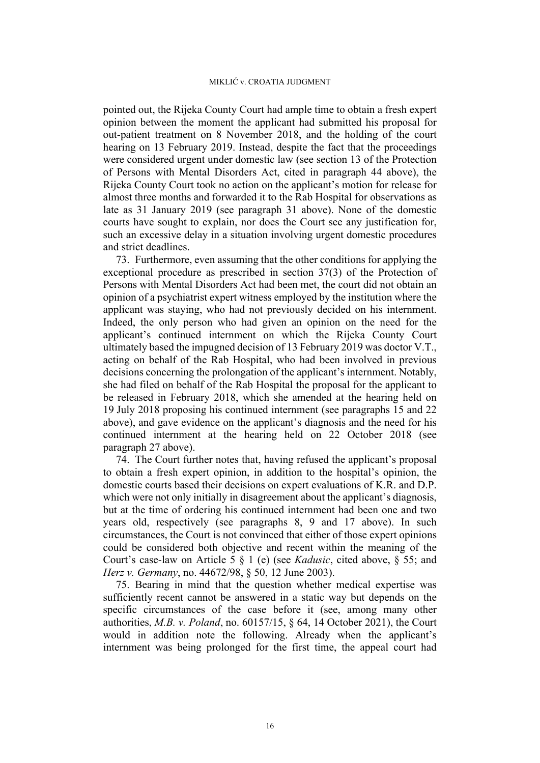pointed out, the Rijeka County Court had ample time to obtain a fresh expert opinion between the moment the applicant had submitted his proposal for out-patient treatment on 8 November 2018, and the holding of the court hearing on 13 February 2019. Instead, despite the fact that the proceedings were considered urgent under domestic law (see section 13 of the Protection of Persons with Mental Disorders Act, cited in paragraph 44 above), the Rijeka County Court took no action on the applicant's motion for release for almost three months and forwarded it to the Rab Hospital for observations as late as 31 January 2019 (see paragraph 31 above). None of the domestic courts have sought to explain, nor does the Court see any justification for, such an excessive delay in a situation involving urgent domestic procedures and strict deadlines.

73. Furthermore, even assuming that the other conditions for applying the exceptional procedure as prescribed in section 37(3) of the Protection of Persons with Mental Disorders Act had been met, the court did not obtain an opinion of a psychiatrist expert witness employed by the institution where the applicant was staying, who had not previously decided on his internment. Indeed, the only person who had given an opinion on the need for the applicant's continued internment on which the Rijeka County Court ultimately based the impugned decision of 13 February 2019 was doctor V.T., acting on behalf of the Rab Hospital, who had been involved in previous decisions concerning the prolongation of the applicant's internment. Notably, she had filed on behalf of the Rab Hospital the proposal for the applicant to be released in February 2018, which she amended at the hearing held on 19 July 2018 proposing his continued internment (see paragraphs 15 and 22 above), and gave evidence on the applicant's diagnosis and the need for his continued internment at the hearing held on 22 October 2018 (see paragraph 27 above).

74. The Court further notes that, having refused the applicant's proposal to obtain a fresh expert opinion, in addition to the hospital's opinion, the domestic courts based their decisions on expert evaluations of K.R. and D.P. which were not only initially in disagreement about the applicant's diagnosis, but at the time of ordering his continued internment had been one and two years old, respectively (see paragraphs 8, 9 and 17 above). In such circumstances, the Court is not convinced that either of those expert opinions could be considered both objective and recent within the meaning of the Court's case-law on Article 5 § 1 (e) (see *Kadusic*, cited above, § 55; and *Herz v. Germany*, no. 44672/98, § 50, 12 June 2003).

75. Bearing in mind that the question whether medical expertise was sufficiently recent cannot be answered in a static way but depends on the specific circumstances of the case before it (see, among many other authorities, *M.B. v. Poland*, no. 60157/15, § 64, 14 October 2021), the Court would in addition note the following. Already when the applicant's internment was being prolonged for the first time, the appeal court had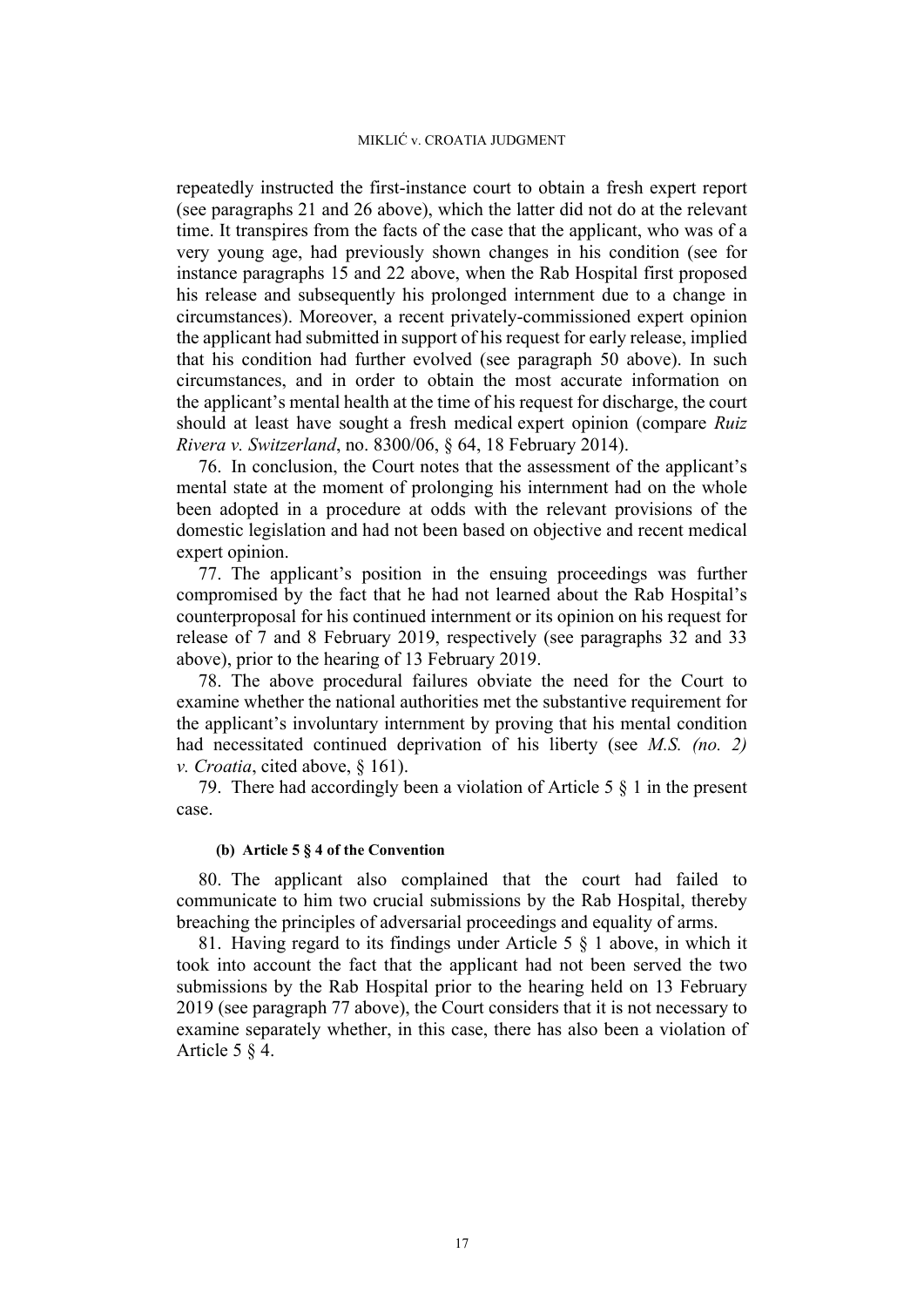repeatedly instructed the first-instance court to obtain a fresh expert report (see paragraphs 21 and 26 above), which the latter did not do at the relevant time. It transpires from the facts of the case that the applicant, who was of a very young age, had previously shown changes in his condition (see for instance paragraphs 15 and 22 above, when the Rab Hospital first proposed his release and subsequently his prolonged internment due to a change in circumstances). Moreover, a recent privately-commissioned expert opinion the applicant had submitted in support of his request for early release, implied that his condition had further evolved (see paragraph 50 above). In such circumstances, and in order to obtain the most accurate information on the applicant's mental health at the time of his request for discharge, the court should at least have sought a fresh medical expert opinion (compare *Ruiz Rivera v. Switzerland*, no. 8300/06, § 64, 18 February 2014).

76. In conclusion, the Court notes that the assessment of the applicant's mental state at the moment of prolonging his internment had on the whole been adopted in a procedure at odds with the relevant provisions of the domestic legislation and had not been based on objective and recent medical expert opinion.

77. The applicant's position in the ensuing proceedings was further compromised by the fact that he had not learned about the Rab Hospital's counterproposal for his continued internment or its opinion on his request for release of 7 and 8 February 2019, respectively (see paragraphs 32 and 33 above), prior to the hearing of 13 February 2019.

78. The above procedural failures obviate the need for the Court to examine whether the national authorities met the substantive requirement for the applicant's involuntary internment by proving that his mental condition had necessitated continued deprivation of his liberty (see *M.S. (no. 2) v. Croatia*, cited above, § 161).

79. There had accordingly been a violation of Article 5 § 1 in the present case.

#### (b) Article 5 § 4 of the Convention

80. The applicant also complained that the court had failed to communicate to him two crucial submissions by the Rab Hospital, thereby breaching the principles of adversarial proceedings and equality of arms.

81. Having regard to its findings under Article 5 § 1 above, in which it took into account the fact that the applicant had not been served the two submissions by the Rab Hospital prior to the hearing held on 13 February 2019 (see paragraph 77 above), the Court considers that it is not necessary to examine separately whether, in this case, there has also been a violation of Article 5 § 4.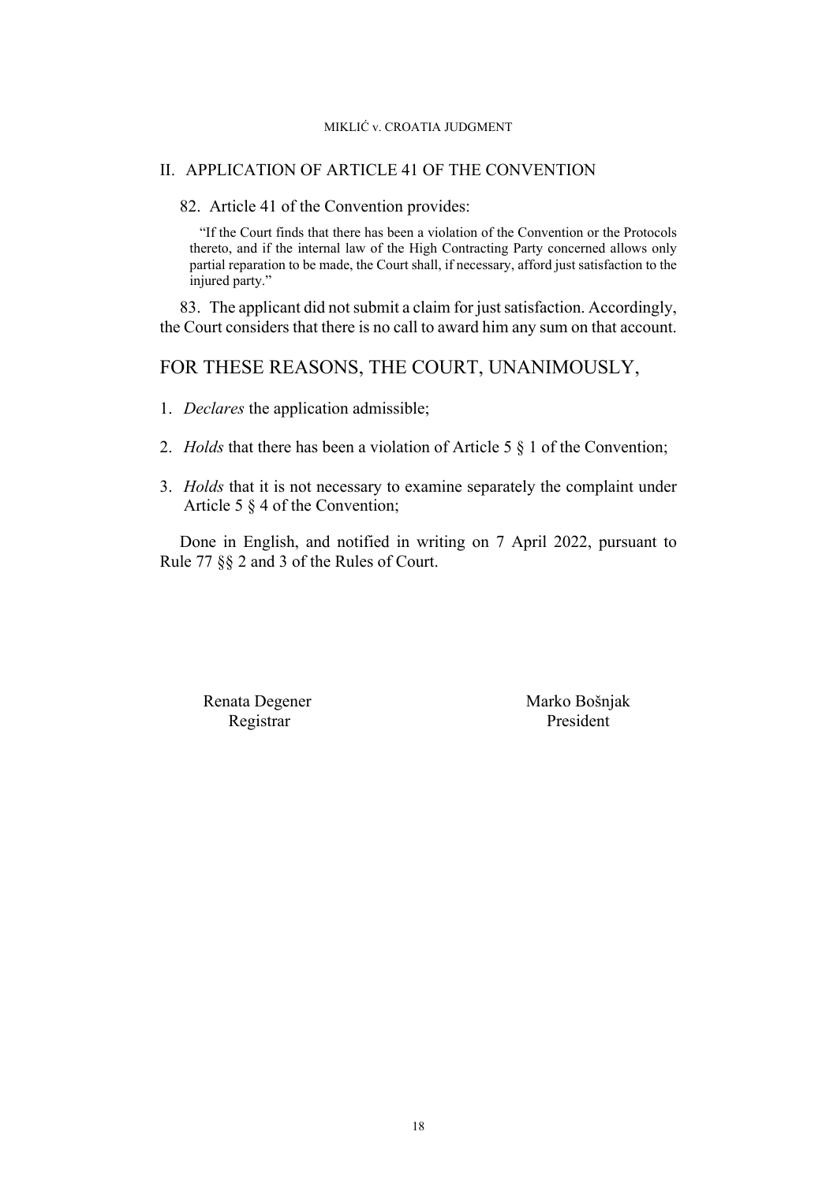## II. APPLICATION OF ARTICLE 41 OF THE CONVENTION

82. Article 41 of the Convention provides:

> "If the Court finds that there has been a violation of the Convention or the Protocols thereto, and if the internal law of the High Contracting Party concerned allows only partial reparation to be made, the Court shall, if necessary, afford just satisfaction to the injured party."

83. The applicant did not submit a claim for just satisfaction. Accordingly, the Court considers that there is no call to award him any sum on that account.

## FOR THESE REASONS, THE COURT, UNANIMOUSLY,

1. *Declares* the application admissible;

2. *Holds* that there has been a violation of Article 5 § 1 of the Convention;

3. *Holds* that it is not necessary to examine separately the complaint under Article 5 § 4 of the Convention;

Done in English, and notified in writing on 7 April 2022, pursuant to Rule 77 §§ 2 and 3 of the Rules of Court.

Renata Degener
Registrar

Marko Bošnjak
President